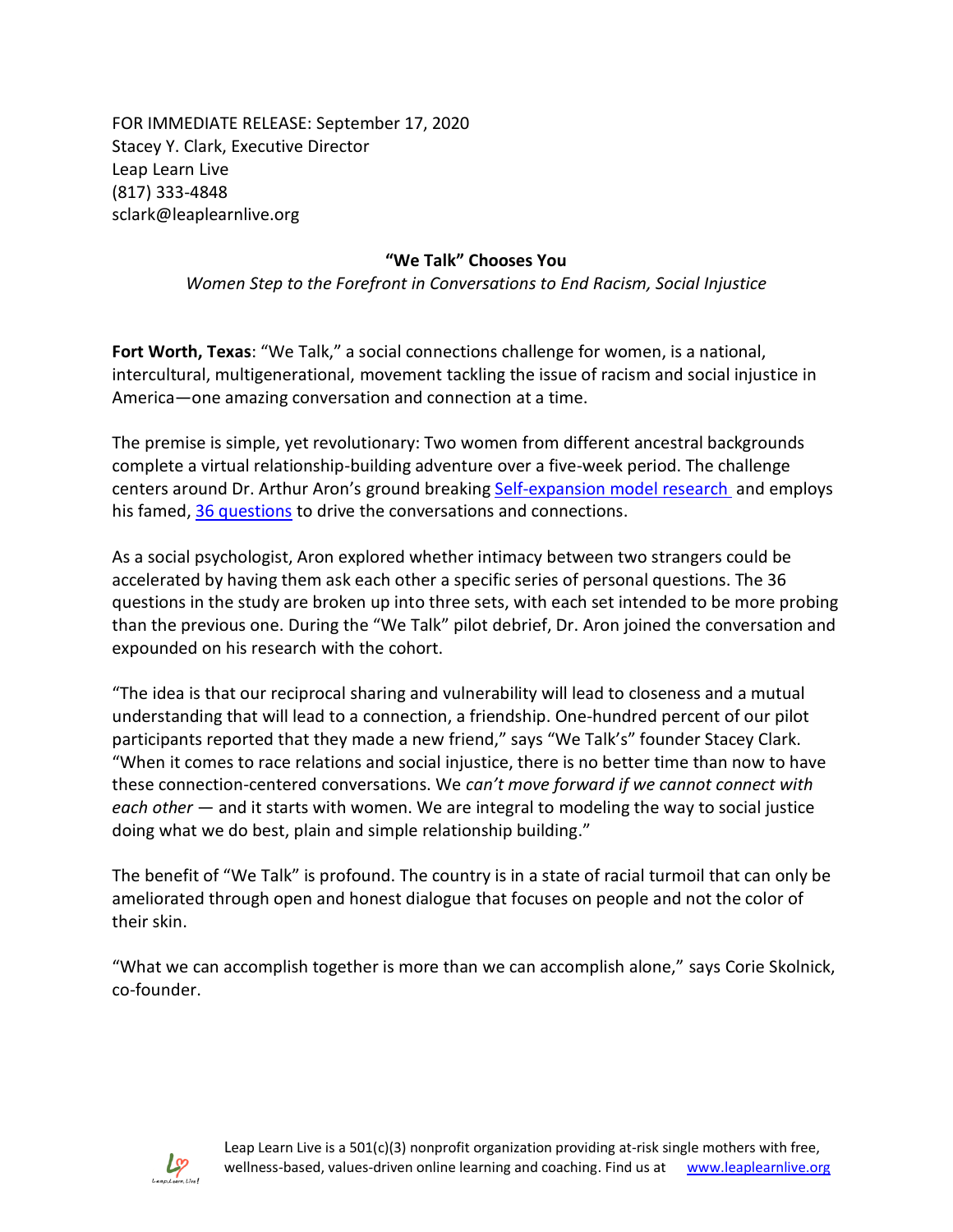FOR IMMEDIATE RELEASE: September 17, 2020
Stacey Y. Clark, Executive Director
Leap Learn Live
(817) 333-4848
sclark@leaplearnlive.org

**"We Talk" Chooses You**

*Women Step to the Forefront in Conversations to End Racism, Social Injustice*

**Fort Worth, Texas**: "We Talk," a social connections challenge for women, is a national, intercultural, multigenerational, movement tackling the issue of racism and social injustice in America—one amazing conversation and connection at a time.

The premise is simple, yet revolutionary: Two women from different ancestral backgrounds complete a virtual relationship-building adventure over a five-week period. The challenge centers around Dr. Arthur Aron's ground breaking Self-expansion model research and employs his famed, 36 questions to drive the conversations and connections.

As a social psychologist, Aron explored whether intimacy between two strangers could be accelerated by having them ask each other a specific series of personal questions. The 36 questions in the study are broken up into three sets, with each set intended to be more probing than the previous one. During the "We Talk" pilot debrief, Dr. Aron joined the conversation and expounded on his research with the cohort.

"The idea is that our reciprocal sharing and vulnerability will lead to closeness and a mutual understanding that will lead to a connection, a friendship. One-hundred percent of our pilot participants reported that they made a new friend," says "We Talk's" founder Stacey Clark. "When it comes to race relations and social injustice, there is no better time than now to have these connection-centered conversations. We *can't move forward if we cannot connect with each other* — and it starts with women. We are integral to modeling the way to social justice doing what we do best, plain and simple relationship building."

The benefit of "We Talk" is profound. The country is in a state of racial turmoil that can only be ameliorated through open and honest dialogue that focuses on people and not the color of their skin.

"What we can accomplish together is more than we can accomplish alone," says Corie Skolnick, co-founder.

Leap Learn Live is a 501(c)(3) nonprofit organization providing at-risk single mothers with free, wellness-based, values-driven online learning and coaching. Find us at www.leaplearnlive.org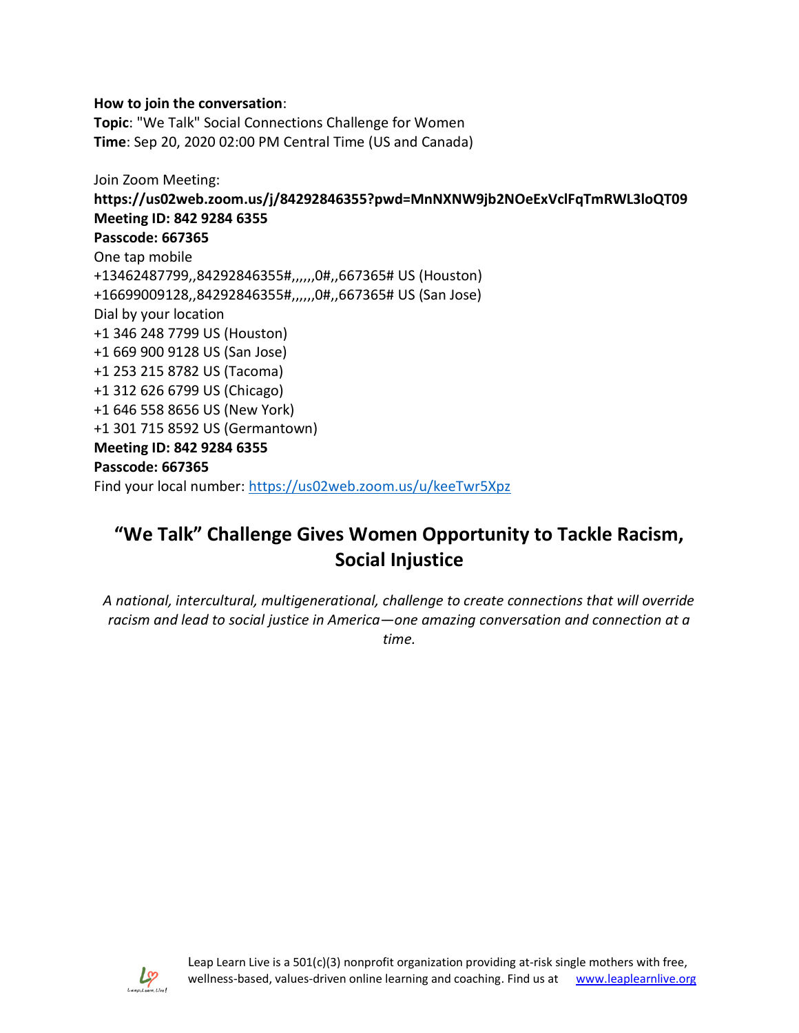**How to join the conversation**:
**Topic**: "We Talk" Social Connections Challenge for Women
**Time**: Sep 20, 2020 02:00 PM Central Time (US and Canada)

Join Zoom Meeting:
**https://us02web.zoom.us/j/84292846355?pwd=MnNXNW9jb2NOeExVclFqTmRWL3loQT09**
**Meeting ID: 842 9284 6355**
**Passcode: 667365**
One tap mobile
+13462487799,,84292846355#,,,,,,0#,,667365# US (Houston)
+16699009128,,84292846355#,,,,,,0#,,667365# US (San Jose)
Dial by your location
+1 346 248 7799 US (Houston)
+1 669 900 9128 US (San Jose)
+1 253 215 8782 US (Tacoma)
+1 312 626 6799 US (Chicago)
+1 646 558 8656 US (New York)
+1 301 715 8592 US (Germantown)
**Meeting ID: 842 9284 6355**
**Passcode: 667365**
Find your local number: https://us02web.zoom.us/u/keeTwr5Xpz

## "We Talk" Challenge Gives Women Opportunity to Tackle Racism, Social Injustice

*A national, intercultural, multigenerational, challenge to create connections that will override racism and lead to social justice in America—one amazing conversation and connection at a time.*

Leap Learn Live is a 501(c)(3) nonprofit organization providing at-risk single mothers with free, wellness-based, values-driven online learning and coaching. Find us at www.leaplearnlive.org